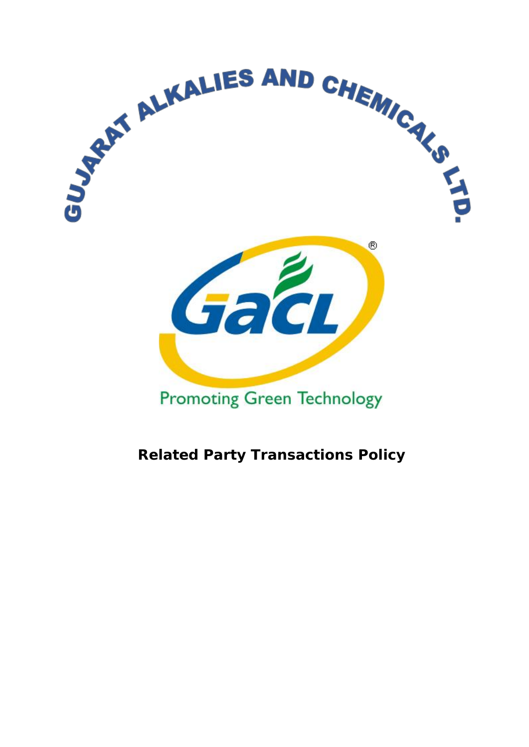GUJARAT ALKALIES AND CHEMICALS LTD.

GACL®

Promoting Green Technology

# Related Party Transactions Policy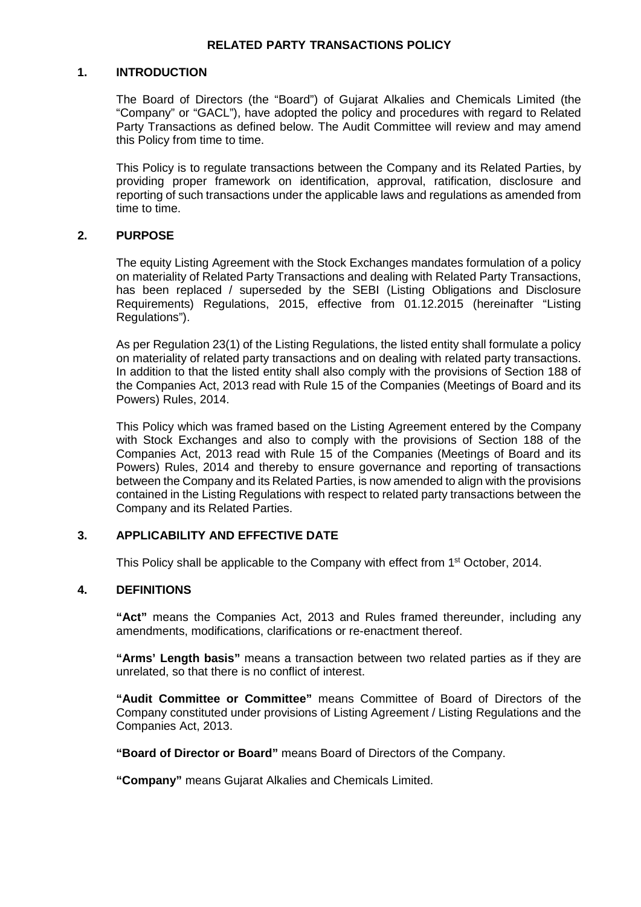# RELATED PARTY TRANSACTIONS POLICY

## 1. INTRODUCTION

The Board of Directors (the "Board") of Gujarat Alkalies and Chemicals Limited (the "Company" or "GACL"), have adopted the policy and procedures with regard to Related Party Transactions as defined below. The Audit Committee will review and may amend this Policy from time to time.

This Policy is to regulate transactions between the Company and its Related Parties, by providing proper framework on identification, approval, ratification, disclosure and reporting of such transactions under the applicable laws and regulations as amended from time to time.

## 2. PURPOSE

The equity Listing Agreement with the Stock Exchanges mandates formulation of a policy on materiality of Related Party Transactions and dealing with Related Party Transactions, has been replaced / superseded by the SEBI (Listing Obligations and Disclosure Requirements) Regulations, 2015, effective from 01.12.2015 (hereinafter "Listing Regulations").

As per Regulation 23(1) of the Listing Regulations, the listed entity shall formulate a policy on materiality of related party transactions and on dealing with related party transactions. In addition to that the listed entity shall also comply with the provisions of Section 188 of the Companies Act, 2013 read with Rule 15 of the Companies (Meetings of Board and its Powers) Rules, 2014.

This Policy which was framed based on the Listing Agreement entered by the Company with Stock Exchanges and also to comply with the provisions of Section 188 of the Companies Act, 2013 read with Rule 15 of the Companies (Meetings of Board and its Powers) Rules, 2014 and thereby to ensure governance and reporting of transactions between the Company and its Related Parties, is now amended to align with the provisions contained in the Listing Regulations with respect to related party transactions between the Company and its Related Parties.

## 3. APPLICABILITY AND EFFECTIVE DATE

This Policy shall be applicable to the Company with effect from 1st October, 2014.

## 4. DEFINITIONS

**"Act"** means the Companies Act, 2013 and Rules framed thereunder, including any amendments, modifications, clarifications or re-enactment thereof.

**"Arms' Length basis"** means a transaction between two related parties as if they are unrelated, so that there is no conflict of interest.

**"Audit Committee or Committee"** means Committee of Board of Directors of the Company constituted under provisions of Listing Agreement / Listing Regulations and the Companies Act, 2013.

**"Board of Director or Board"** means Board of Directors of the Company.

**"Company"** means Gujarat Alkalies and Chemicals Limited.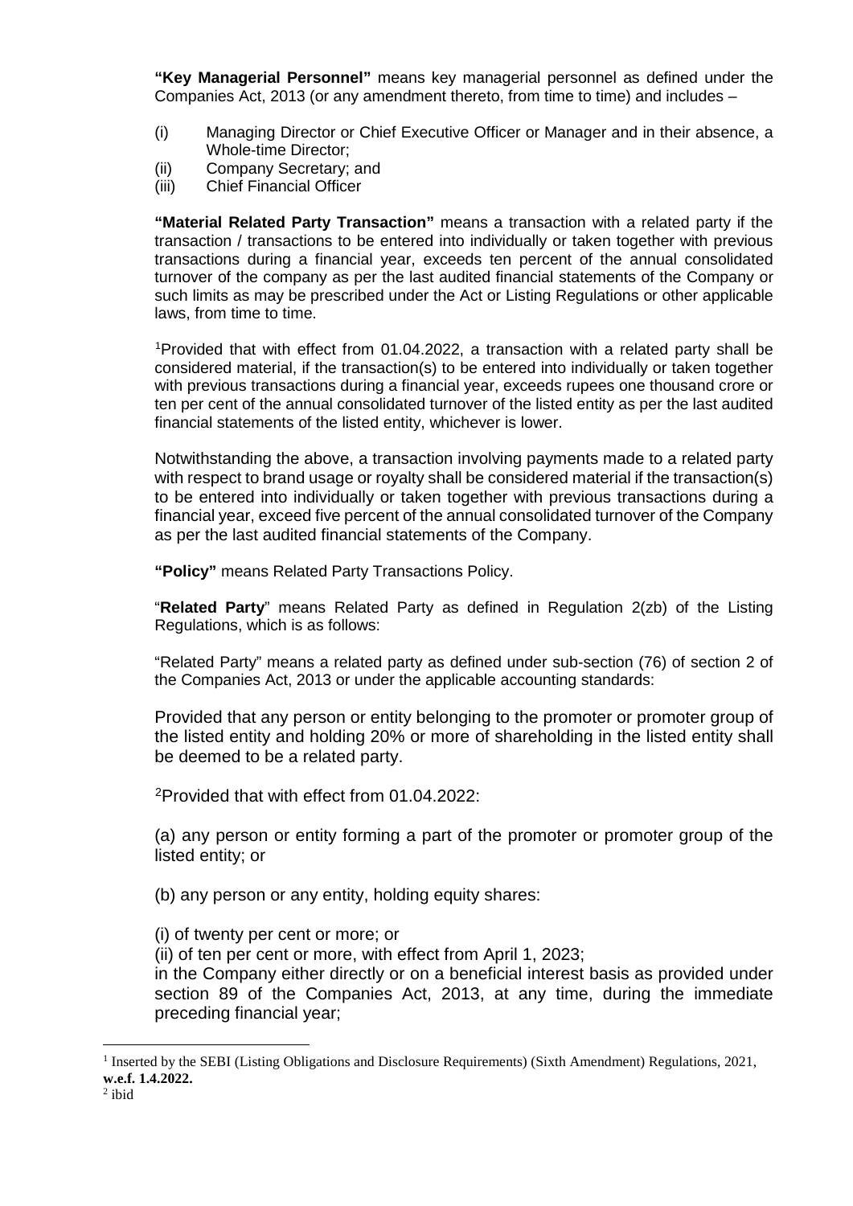**"Key Managerial Personnel"** means key managerial personnel as defined under the Companies Act, 2013 (or any amendment thereto, from time to time) and includes –

(i) Managing Director or Chief Executive Officer or Manager and in their absence, a Whole-time Director;
(ii) Company Secretary; and
(iii) Chief Financial Officer

**"Material Related Party Transaction"** means a transaction with a related party if the transaction / transactions to be entered into individually or taken together with previous transactions during a financial year, exceeds ten percent of the annual consolidated turnover of the company as per the last audited financial statements of the Company or such limits as may be prescribed under the Act or Listing Regulations or other applicable laws, from time to time.

[1]Provided that with effect from 01.04.2022, a transaction with a related party shall be considered material, if the transaction(s) to be entered into individually or taken together with previous transactions during a financial year, exceeds rupees one thousand crore or ten per cent of the annual consolidated turnover of the listed entity as per the last audited financial statements of the listed entity, whichever is lower.

Notwithstanding the above, a transaction involving payments made to a related party with respect to brand usage or royalty shall be considered material if the transaction(s) to be entered into individually or taken together with previous transactions during a financial year, exceed five percent of the annual consolidated turnover of the Company as per the last audited financial statements of the Company.

**"Policy"** means Related Party Transactions Policy.

"**Related Party**" means Related Party as defined in Regulation 2(zb) of the Listing Regulations, which is as follows:

"Related Party" means a related party as defined under sub-section (76) of section 2 of the Companies Act, 2013 or under the applicable accounting standards:

Provided that any person or entity belonging to the promoter or promoter group of the listed entity and holding 20% or more of shareholding in the listed entity shall be deemed to be a related party.

[2]Provided that with effect from 01.04.2022:

(a) any person or entity forming a part of the promoter or promoter group of the listed entity; or

(b) any person or any entity, holding equity shares:

(i) of twenty per cent or more; or
(ii) of ten per cent or more, with effect from April 1, 2023;
in the Company either directly or on a beneficial interest basis as provided under section 89 of the Companies Act, 2013, at any time, during the immediate preceding financial year;

---

[1] Inserted by the SEBI (Listing Obligations and Disclosure Requirements) (Sixth Amendment) Regulations, 2021, **w.e.f. 1.4.2022.**

[2] ibid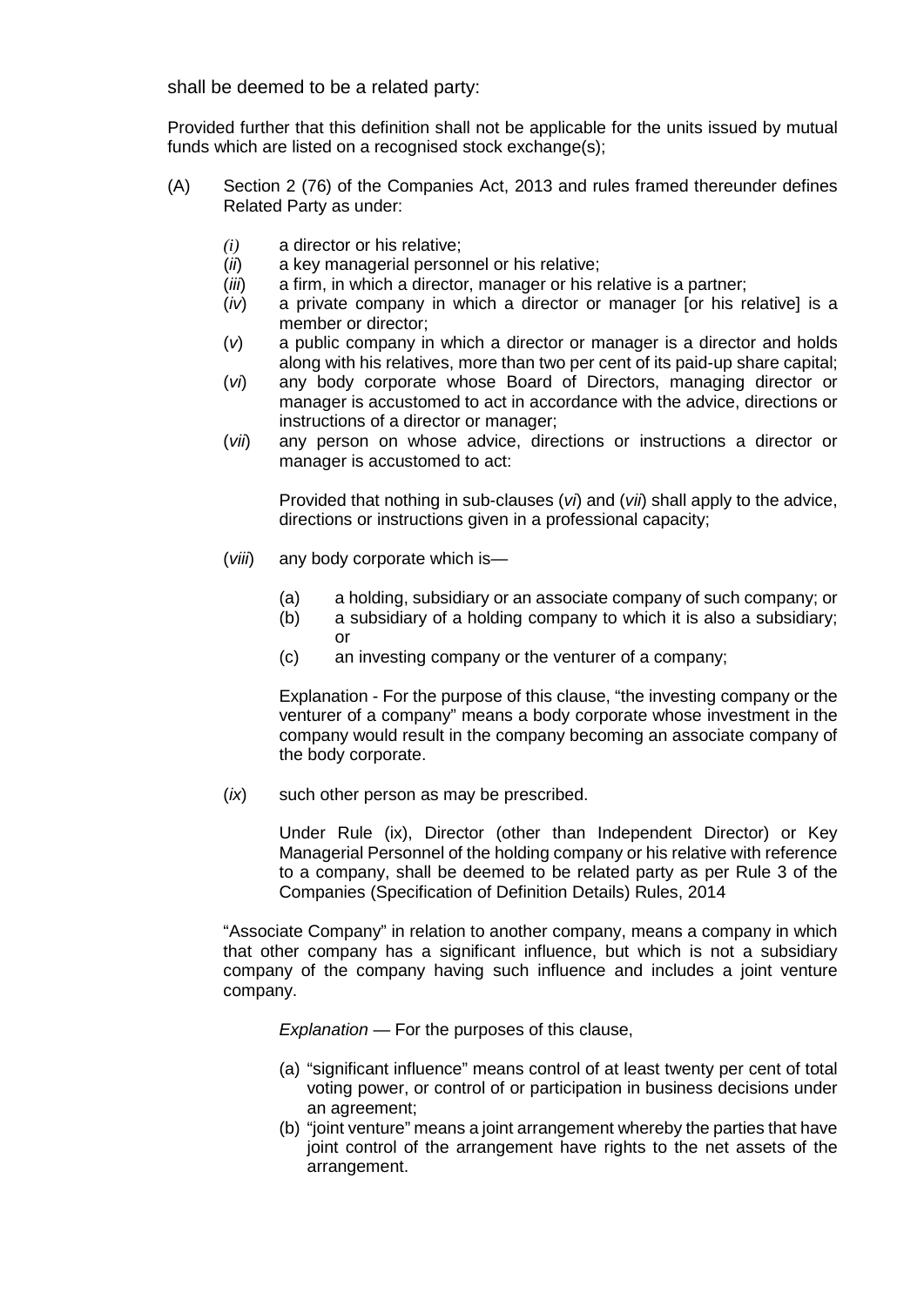shall be deemed to be a related party:

Provided further that this definition shall not be applicable for the units issued by mutual funds which are listed on a recognised stock exchange(s);

(A) Section 2 (76) of the Companies Act, 2013 and rules framed thereunder defines Related Party as under:

*(i)* a director or his relative;

(*ii*) a key managerial personnel or his relative;

(*iii*) a firm, in which a director, manager or his relative is a partner;

(*iv*) a private company in which a director or manager [or his relative] is a member or director;

(*v*) a public company in which a director or manager is a director and holds along with his relatives, more than two per cent of its paid-up share capital;

(*vi*) any body corporate whose Board of Directors, managing director or manager is accustomed to act in accordance with the advice, directions or instructions of a director or manager;

(*vii*) any person on whose advice, directions or instructions a director or manager is accustomed to act:

Provided that nothing in sub-clauses (*vi*) and (*vii*) shall apply to the advice, directions or instructions given in a professional capacity;

(*viii*) any body corporate which is—

(a) a holding, subsidiary or an associate company of such company; or
(b) a subsidiary of a holding company to which it is also a subsidiary; or
(c) an investing company or the venturer of a company;

Explanation - For the purpose of this clause, "the investing company or the venturer of a company" means a body corporate whose investment in the company would result in the company becoming an associate company of the body corporate.

(*ix*) such other person as may be prescribed.

Under Rule (ix), Director (other than Independent Director) or Key Managerial Personnel of the holding company or his relative with reference to a company, shall be deemed to be related party as per Rule 3 of the Companies (Specification of Definition Details) Rules, 2014

"Associate Company" in relation to another company, means a company in which that other company has a significant influence, but which is not a subsidiary company of the company having such influence and includes a joint venture company.

*Explanation* — For the purposes of this clause,

(a) "significant influence" means control of at least twenty per cent of total voting power, or control of or participation in business decisions under an agreement;
(b) "joint venture" means a joint arrangement whereby the parties that have joint control of the arrangement have rights to the net assets of the arrangement.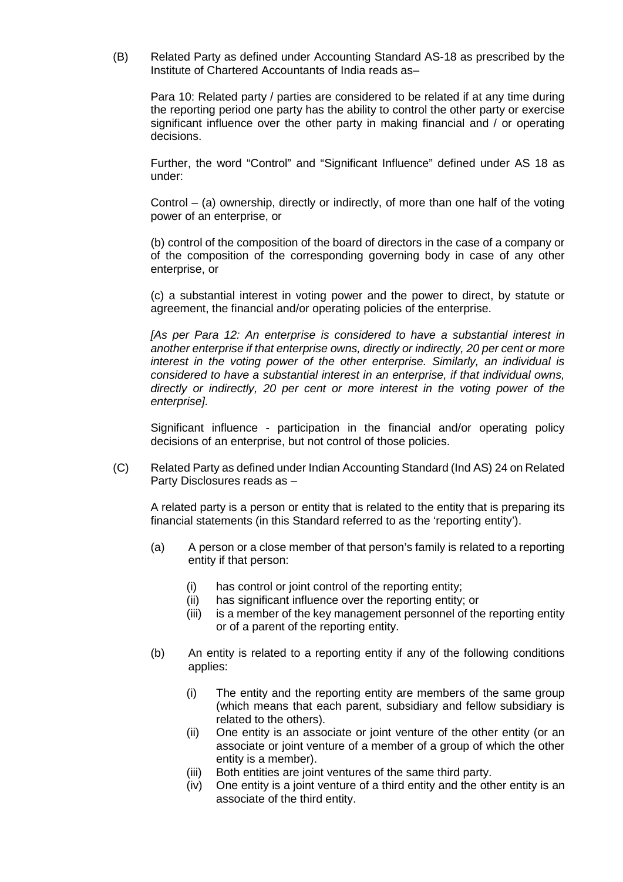(B) Related Party as defined under Accounting Standard AS-18 as prescribed by the Institute of Chartered Accountants of India reads as–

Para 10: Related party / parties are considered to be related if at any time during the reporting period one party has the ability to control the other party or exercise significant influence over the other party in making financial and / or operating decisions.

Further, the word "Control" and "Significant Influence" defined under AS 18 as under:

Control – (a) ownership, directly or indirectly, of more than one half of the voting power of an enterprise, or

(b) control of the composition of the board of directors in the case of a company or of the composition of the corresponding governing body in case of any other enterprise, or

(c) a substantial interest in voting power and the power to direct, by statute or agreement, the financial and/or operating policies of the enterprise.

*[As per Para 12: An enterprise is considered to have a substantial interest in another enterprise if that enterprise owns, directly or indirectly, 20 per cent or more interest in the voting power of the other enterprise. Similarly, an individual is considered to have a substantial interest in an enterprise, if that individual owns, directly or indirectly, 20 per cent or more interest in the voting power of the enterprise].*

Significant influence - participation in the financial and/or operating policy decisions of an enterprise, but not control of those policies.

(C) Related Party as defined under Indian Accounting Standard (Ind AS) 24 on Related Party Disclosures reads as –

A related party is a person or entity that is related to the entity that is preparing its financial statements (in this Standard referred to as the 'reporting entity').

(a) A person or a close member of that person's family is related to a reporting entity if that person:

  (i) has control or joint control of the reporting entity;
  (ii) has significant influence over the reporting entity; or
  (iii) is a member of the key management personnel of the reporting entity or of a parent of the reporting entity.

(b) An entity is related to a reporting entity if any of the following conditions applies:

  (i) The entity and the reporting entity are members of the same group (which means that each parent, subsidiary and fellow subsidiary is related to the others).
  (ii) One entity is an associate or joint venture of the other entity (or an associate or joint venture of a member of a group of which the other entity is a member).
  (iii) Both entities are joint ventures of the same third party.
  (iv) One entity is a joint venture of a third entity and the other entity is an associate of the third entity.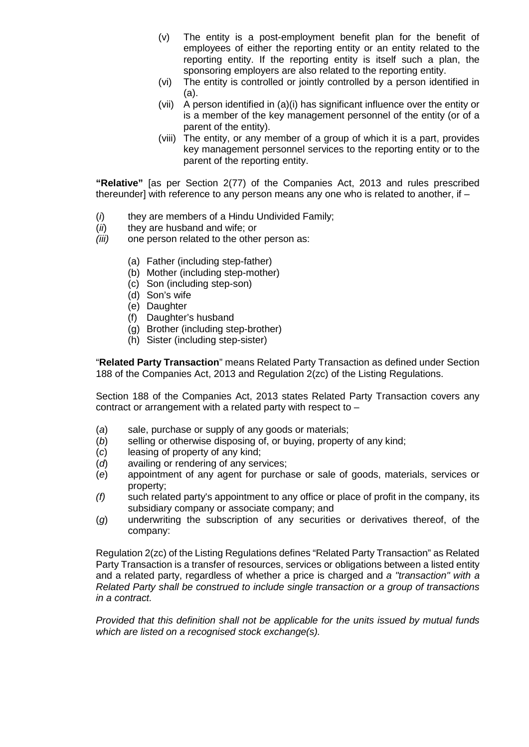(v) The entity is a post-employment benefit plan for the benefit of employees of either the reporting entity or an entity related to the reporting entity. If the reporting entity is itself such a plan, the sponsoring employers are also related to the reporting entity.

(vi) The entity is controlled or jointly controlled by a person identified in (a).

(vii) A person identified in (a)(i) has significant influence over the entity or is a member of the key management personnel of the entity (or of a parent of the entity).

(viii) The entity, or any member of a group of which it is a part, provides key management personnel services to the reporting entity or to the parent of the reporting entity.

**"Relative"** [as per Section 2(77) of the Companies Act, 2013 and rules prescribed thereunder] with reference to any person means any one who is related to another, if –

(*i*) they are members of a Hindu Undivided Family;

(*ii*) they are husband and wife; or

*(iii)* one person related to the other person as:

(a) Father (including step-father)
(b) Mother (including step-mother)
(c) Son (including step-son)
(d) Son's wife
(e) Daughter
(f) Daughter's husband
(g) Brother (including step-brother)
(h) Sister (including step-sister)

"**Related Party Transaction**" means Related Party Transaction as defined under Section 188 of the Companies Act, 2013 and Regulation 2(zc) of the Listing Regulations.

Section 188 of the Companies Act, 2013 states Related Party Transaction covers any contract or arrangement with a related party with respect to –

(*a*) sale, purchase or supply of any goods or materials;

(*b*) selling or otherwise disposing of, or buying, property of any kind;

(*c*) leasing of property of any kind;

(*d*) availing or rendering of any services;

(*e*) appointment of any agent for purchase or sale of goods, materials, services or property;

*(f)* such related party's appointment to any office or place of profit in the company, its subsidiary company or associate company; and

(*g*) underwriting the subscription of any securities or derivatives thereof, of the company:

Regulation 2(zc) of the Listing Regulations defines "Related Party Transaction" as Related Party Transaction is a transfer of resources, services or obligations between a listed entity and a related party, regardless of whether a price is charged and *a "transaction" with a Related Party shall be construed to include single transaction or a group of transactions in a contract.*

*Provided that this definition shall not be applicable for the units issued by mutual funds which are listed on a recognised stock exchange(s).*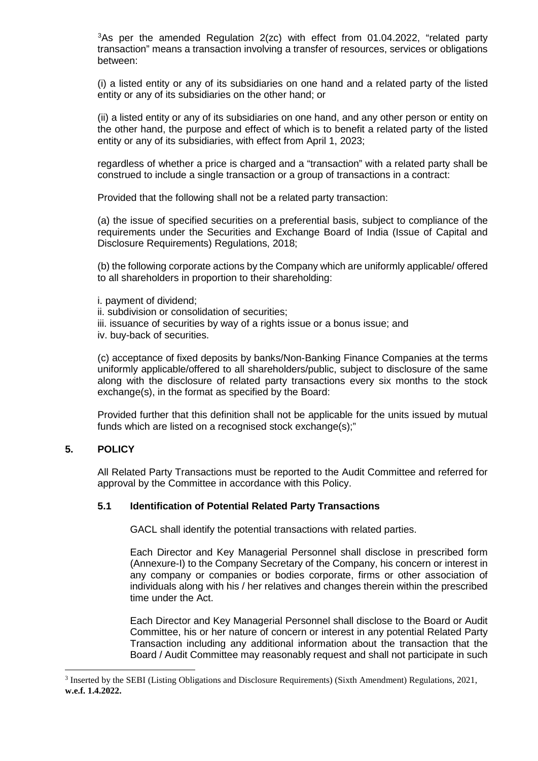[3]As per the amended Regulation 2(zc) with effect from 01.04.2022, "related party transaction" means a transaction involving a transfer of resources, services or obligations between:

(i) a listed entity or any of its subsidiaries on one hand and a related party of the listed entity or any of its subsidiaries on the other hand; or

(ii) a listed entity or any of its subsidiaries on one hand, and any other person or entity on the other hand, the purpose and effect of which is to benefit a related party of the listed entity or any of its subsidiaries, with effect from April 1, 2023;

regardless of whether a price is charged and a "transaction" with a related party shall be construed to include a single transaction or a group of transactions in a contract:

Provided that the following shall not be a related party transaction:

(a) the issue of specified securities on a preferential basis, subject to compliance of the requirements under the Securities and Exchange Board of India (Issue of Capital and Disclosure Requirements) Regulations, 2018;

(b) the following corporate actions by the Company which are uniformly applicable/ offered to all shareholders in proportion to their shareholding:

i. payment of dividend;
ii. subdivision or consolidation of securities;
iii. issuance of securities by way of a rights issue or a bonus issue; and
iv. buy-back of securities.

(c) acceptance of fixed deposits by banks/Non-Banking Finance Companies at the terms uniformly applicable/offered to all shareholders/public, subject to disclosure of the same along with the disclosure of related party transactions every six months to the stock exchange(s), in the format as specified by the Board:

Provided further that this definition shall not be applicable for the units issued by mutual funds which are listed on a recognised stock exchange(s);"

## 5. POLICY

All Related Party Transactions must be reported to the Audit Committee and referred for approval by the Committee in accordance with this Policy.

### 5.1 Identification of Potential Related Party Transactions

GACL shall identify the potential transactions with related parties.

Each Director and Key Managerial Personnel shall disclose in prescribed form (Annexure-I) to the Company Secretary of the Company, his concern or interest in any company or companies or bodies corporate, firms or other association of individuals along with his / her relatives and changes therein within the prescribed time under the Act.

Each Director and Key Managerial Personnel shall disclose to the Board or Audit Committee, his or her nature of concern or interest in any potential Related Party Transaction including any additional information about the transaction that the Board / Audit Committee may reasonably request and shall not participate in such

[3] Inserted by the SEBI (Listing Obligations and Disclosure Requirements) (Sixth Amendment) Regulations, 2021, **w.e.f. 1.4.2022.**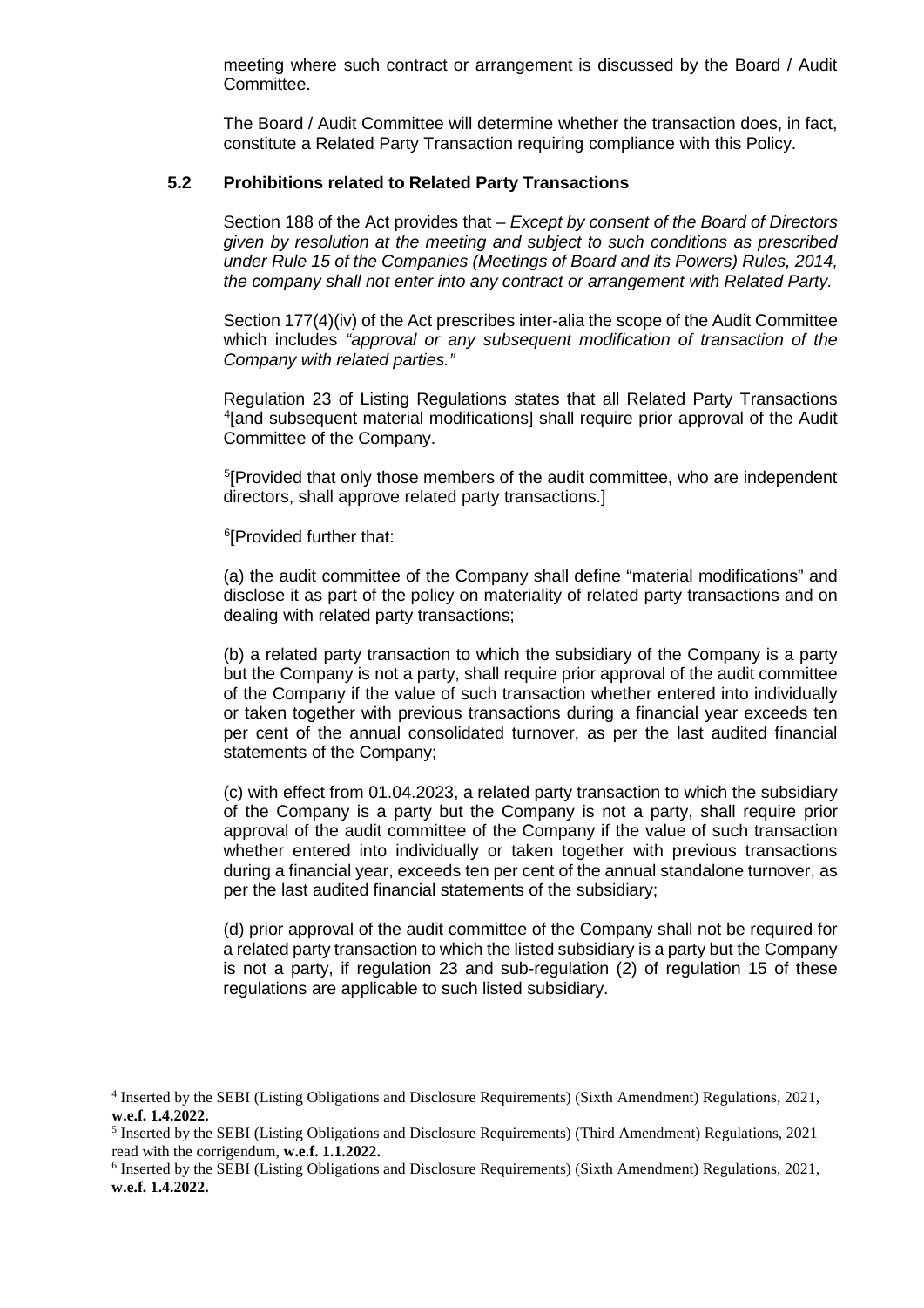meeting where such contract or arrangement is discussed by the Board / Audit Committee.

The Board / Audit Committee will determine whether the transaction does, in fact, constitute a Related Party Transaction requiring compliance with this Policy.

### 5.2 Prohibitions related to Related Party Transactions

Section 188 of the Act provides that – *Except by consent of the Board of Directors given by resolution at the meeting and subject to such conditions as prescribed under Rule 15 of the Companies (Meetings of Board and its Powers) Rules, 2014, the company shall not enter into any contract or arrangement with Related Party.*

Section 177(4)(iv) of the Act prescribes inter-alia the scope of the Audit Committee which includes *"approval or any subsequent modification of transaction of the Company with related parties."*

Regulation 23 of Listing Regulations states that all Related Party Transactions [4][and subsequent material modifications] shall require prior approval of the Audit Committee of the Company.

[5][Provided that only those members of the audit committee, who are independent directors, shall approve related party transactions.]

[6][Provided further that:

(a) the audit committee of the Company shall define "material modifications" and disclose it as part of the policy on materiality of related party transactions and on dealing with related party transactions;

(b) a related party transaction to which the subsidiary of the Company is a party but the Company is not a party, shall require prior approval of the audit committee of the Company if the value of such transaction whether entered into individually or taken together with previous transactions during a financial year exceeds ten per cent of the annual consolidated turnover, as per the last audited financial statements of the Company;

(c) with effect from 01.04.2023, a related party transaction to which the subsidiary of the Company is a party but the Company is not a party, shall require prior approval of the audit committee of the Company if the value of such transaction whether entered into individually or taken together with previous transactions during a financial year, exceeds ten per cent of the annual standalone turnover, as per the last audited financial statements of the subsidiary;

(d) prior approval of the audit committee of the Company shall not be required for a related party transaction to which the listed subsidiary is a party but the Company is not a party, if regulation 23 and sub-regulation (2) of regulation 15 of these regulations are applicable to such listed subsidiary.

---

[4] Inserted by the SEBI (Listing Obligations and Disclosure Requirements) (Sixth Amendment) Regulations, 2021, **w.e.f. 1.4.2022.**

[5] Inserted by the SEBI (Listing Obligations and Disclosure Requirements) (Third Amendment) Regulations, 2021 read with the corrigendum, **w.e.f. 1.1.2022.**

[6] Inserted by the SEBI (Listing Obligations and Disclosure Requirements) (Sixth Amendment) Regulations, 2021, **w.e.f. 1.4.2022.**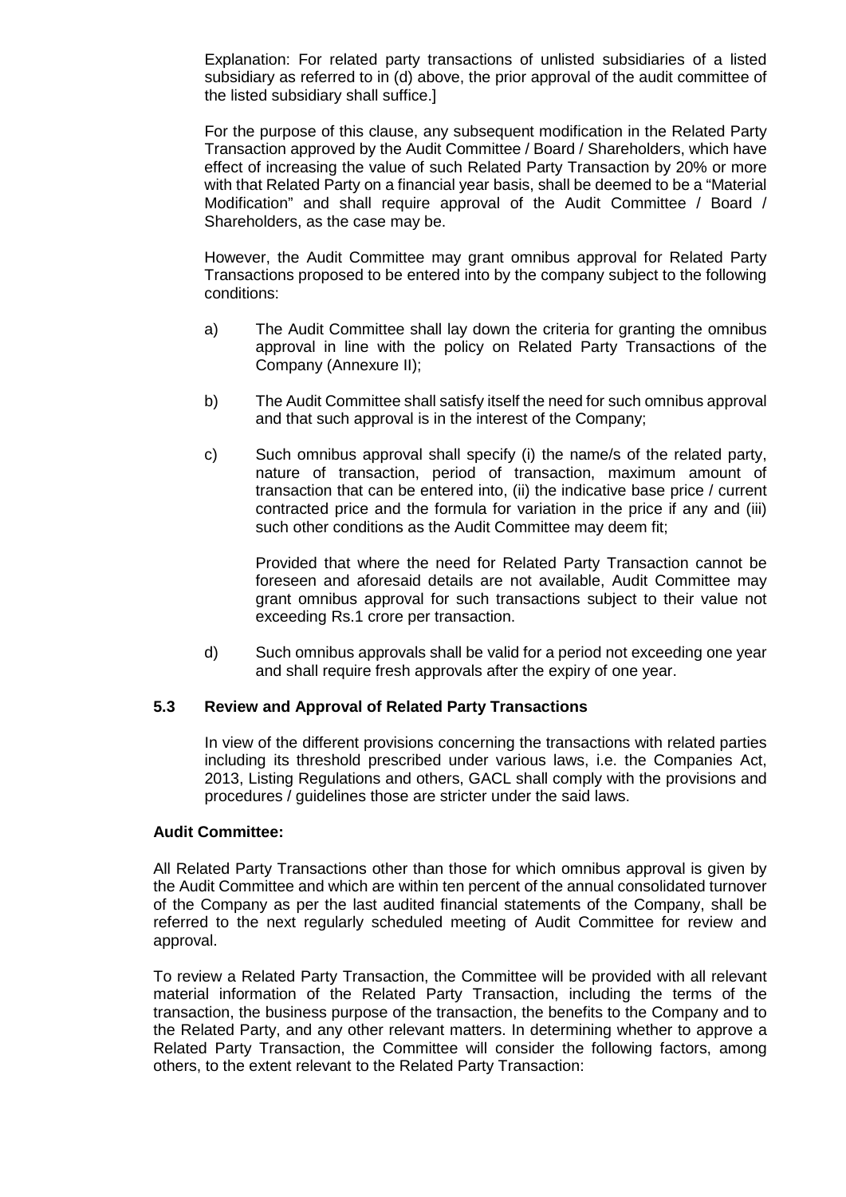Explanation: For related party transactions of unlisted subsidiaries of a listed subsidiary as referred to in (d) above, the prior approval of the audit committee of the listed subsidiary shall suffice.]

For the purpose of this clause, any subsequent modification in the Related Party Transaction approved by the Audit Committee / Board / Shareholders, which have effect of increasing the value of such Related Party Transaction by 20% or more with that Related Party on a financial year basis, shall be deemed to be a "Material Modification" and shall require approval of the Audit Committee / Board / Shareholders, as the case may be.

However, the Audit Committee may grant omnibus approval for Related Party Transactions proposed to be entered into by the company subject to the following conditions:

a) The Audit Committee shall lay down the criteria for granting the omnibus approval in line with the policy on Related Party Transactions of the Company (Annexure II);

b) The Audit Committee shall satisfy itself the need for such omnibus approval and that such approval is in the interest of the Company;

c) Such omnibus approval shall specify (i) the name/s of the related party, nature of transaction, period of transaction, maximum amount of transaction that can be entered into, (ii) the indicative base price / current contracted price and the formula for variation in the price if any and (iii) such other conditions as the Audit Committee may deem fit;

   Provided that where the need for Related Party Transaction cannot be foreseen and aforesaid details are not available, Audit Committee may grant omnibus approval for such transactions subject to their value not exceeding Rs.1 crore per transaction.

d) Such omnibus approvals shall be valid for a period not exceeding one year and shall require fresh approvals after the expiry of one year.

### 5.3 Review and Approval of Related Party Transactions

In view of the different provisions concerning the transactions with related parties including its threshold prescribed under various laws, i.e. the Companies Act, 2013, Listing Regulations and others, GACL shall comply with the provisions and procedures / guidelines those are stricter under the said laws.

**Audit Committee:**

All Related Party Transactions other than those for which omnibus approval is given by the Audit Committee and which are within ten percent of the annual consolidated turnover of the Company as per the last audited financial statements of the Company, shall be referred to the next regularly scheduled meeting of Audit Committee for review and approval.

To review a Related Party Transaction, the Committee will be provided with all relevant material information of the Related Party Transaction, including the terms of the transaction, the business purpose of the transaction, the benefits to the Company and to the Related Party, and any other relevant matters. In determining whether to approve a Related Party Transaction, the Committee will consider the following factors, among others, to the extent relevant to the Related Party Transaction: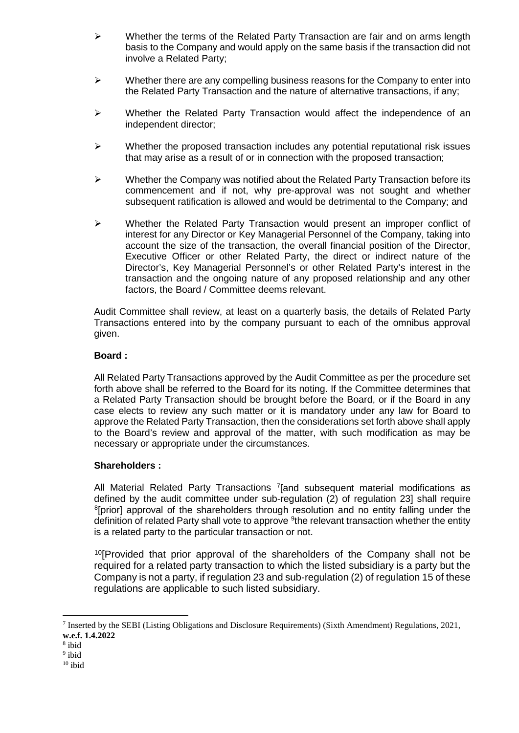- Whether the terms of the Related Party Transaction are fair and on arms length basis to the Company and would apply on the same basis if the transaction did not involve a Related Party;
- Whether there are any compelling business reasons for the Company to enter into the Related Party Transaction and the nature of alternative transactions, if any;
- Whether the Related Party Transaction would affect the independence of an independent director;
- Whether the proposed transaction includes any potential reputational risk issues that may arise as a result of or in connection with the proposed transaction;
- Whether the Company was notified about the Related Party Transaction before its commencement and if not, why pre-approval was not sought and whether subsequent ratification is allowed and would be detrimental to the Company; and
- Whether the Related Party Transaction would present an improper conflict of interest for any Director or Key Managerial Personnel of the Company, taking into account the size of the transaction, the overall financial position of the Director, Executive Officer or other Related Party, the direct or indirect nature of the Director's, Key Managerial Personnel's or other Related Party's interest in the transaction and the ongoing nature of any proposed relationship and any other factors, the Board / Committee deems relevant.

Audit Committee shall review, at least on a quarterly basis, the details of Related Party Transactions entered into by the company pursuant to each of the omnibus approval given.

**Board :**

All Related Party Transactions approved by the Audit Committee as per the procedure set forth above shall be referred to the Board for its noting. If the Committee determines that a Related Party Transaction should be brought before the Board, or if the Board in any case elects to review any such matter or it is mandatory under any law for Board to approve the Related Party Transaction, then the considerations set forth above shall apply to the Board's review and approval of the matter, with such modification as may be necessary or appropriate under the circumstances.

**Shareholders :**

All Material Related Party Transactions [7][and subsequent material modifications as defined by the audit committee under sub-regulation (2) of regulation 23] shall require [8][prior] approval of the shareholders through resolution and no entity falling under the definition of related Party shall vote to approve [9]the relevant transaction whether the entity is a related party to the particular transaction or not.

[10][Provided that prior approval of the shareholders of the Company shall not be required for a related party transaction to which the listed subsidiary is a party but the Company is not a party, if regulation 23 and sub-regulation (2) of regulation 15 of these regulations are applicable to such listed subsidiary.

---

[7] Inserted by the SEBI (Listing Obligations and Disclosure Requirements) (Sixth Amendment) Regulations, 2021, **w.e.f. 1.4.2022**

[8] ibid

[9] ibid

[10] ibid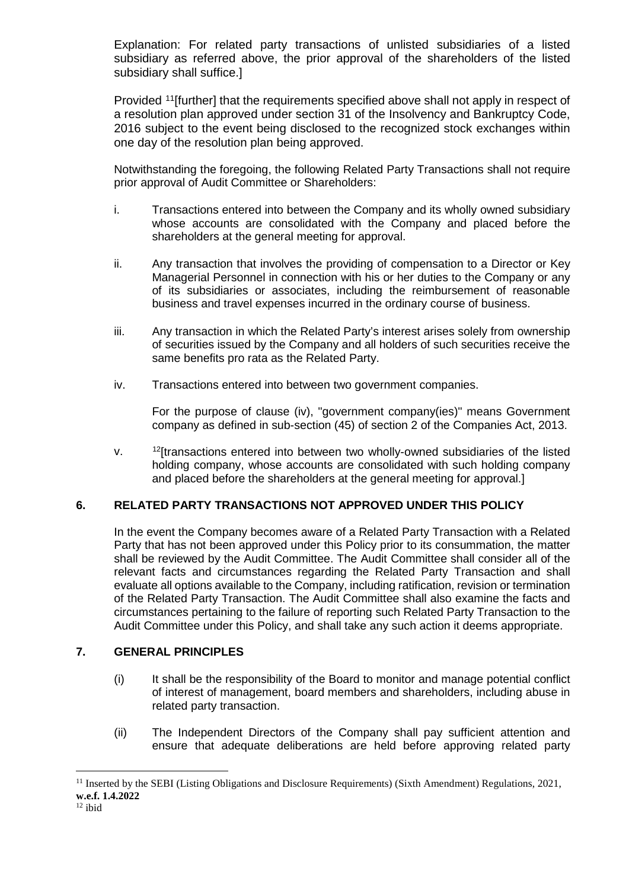Explanation: For related party transactions of unlisted subsidiaries of a listed subsidiary as referred above, the prior approval of the shareholders of the listed subsidiary shall suffice.]

Provided [11][further] that the requirements specified above shall not apply in respect of a resolution plan approved under section 31 of the Insolvency and Bankruptcy Code, 2016 subject to the event being disclosed to the recognized stock exchanges within one day of the resolution plan being approved.

Notwithstanding the foregoing, the following Related Party Transactions shall not require prior approval of Audit Committee or Shareholders:

i. Transactions entered into between the Company and its wholly owned subsidiary whose accounts are consolidated with the Company and placed before the shareholders at the general meeting for approval.

ii. Any transaction that involves the providing of compensation to a Director or Key Managerial Personnel in connection with his or her duties to the Company or any of its subsidiaries or associates, including the reimbursement of reasonable business and travel expenses incurred in the ordinary course of business.

iii. Any transaction in which the Related Party's interest arises solely from ownership of securities issued by the Company and all holders of such securities receive the same benefits pro rata as the Related Party.

iv. Transactions entered into between two government companies.

For the purpose of clause (iv), "government company(ies)" means Government company as defined in sub-section (45) of section 2 of the Companies Act, 2013.

v. [12][transactions entered into between two wholly-owned subsidiaries of the listed holding company, whose accounts are consolidated with such holding company and placed before the shareholders at the general meeting for approval.]

## 6. RELATED PARTY TRANSACTIONS NOT APPROVED UNDER THIS POLICY

In the event the Company becomes aware of a Related Party Transaction with a Related Party that has not been approved under this Policy prior to its consummation, the matter shall be reviewed by the Audit Committee. The Audit Committee shall consider all of the relevant facts and circumstances regarding the Related Party Transaction and shall evaluate all options available to the Company, including ratification, revision or termination of the Related Party Transaction. The Audit Committee shall also examine the facts and circumstances pertaining to the failure of reporting such Related Party Transaction to the Audit Committee under this Policy, and shall take any such action it deems appropriate.

## 7. GENERAL PRINCIPLES

(i) It shall be the responsibility of the Board to monitor and manage potential conflict of interest of management, board members and shareholders, including abuse in related party transaction.

(ii) The Independent Directors of the Company shall pay sufficient attention and ensure that adequate deliberations are held before approving related party

---

[11] Inserted by the SEBI (Listing Obligations and Disclosure Requirements) (Sixth Amendment) Regulations, 2021, **w.e.f. 1.4.2022**

[12] ibid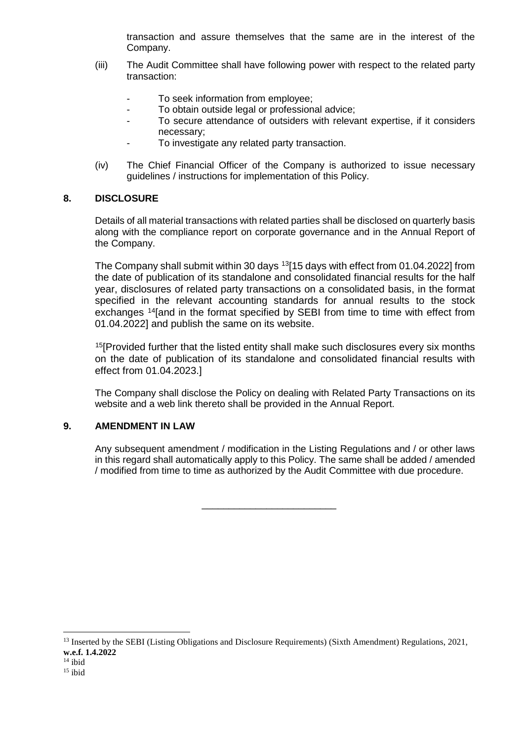transaction and assure themselves that the same are in the interest of the Company.

(iii) The Audit Committee shall have following power with respect to the related party transaction:

- To seek information from employee;
- To obtain outside legal or professional advice;
- To secure attendance of outsiders with relevant expertise, if it considers necessary;
- To investigate any related party transaction.

(iv) The Chief Financial Officer of the Company is authorized to issue necessary guidelines / instructions for implementation of this Policy.

## 8. DISCLOSURE

Details of all material transactions with related parties shall be disclosed on quarterly basis along with the compliance report on corporate governance and in the Annual Report of the Company.

The Company shall submit within 30 days [13][15 days with effect from 01.04.2022] from the date of publication of its standalone and consolidated financial results for the half year, disclosures of related party transactions on a consolidated basis, in the format specified in the relevant accounting standards for annual results to the stock exchanges [14][and in the format specified by SEBI from time to time with effect from 01.04.2022] and publish the same on its website.

[15][Provided further that the listed entity shall make such disclosures every six months on the date of publication of its standalone and consolidated financial results with effect from 01.04.2023.]

The Company shall disclose the Policy on dealing with Related Party Transactions on its website and a web link thereto shall be provided in the Annual Report.

## 9. AMENDMENT IN LAW

Any subsequent amendment / modification in the Listing Regulations and / or other laws in this regard shall automatically apply to this Policy. The same shall be added / amended / modified from time to time as authorized by the Audit Committee with due procedure.

---

[13] Inserted by the SEBI (Listing Obligations and Disclosure Requirements) (Sixth Amendment) Regulations, 2021, **w.e.f. 1.4.2022**

[14] ibid

[15] ibid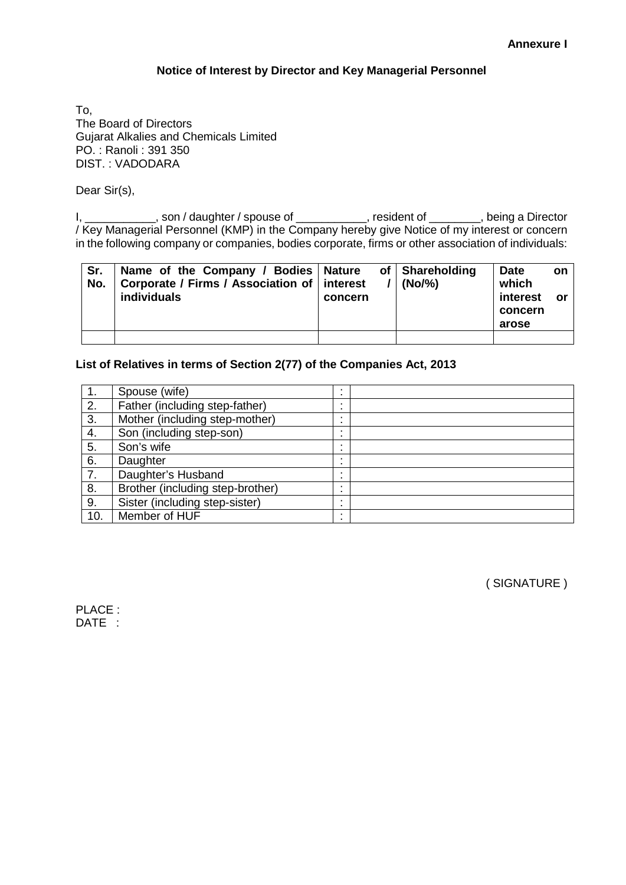**Annexure I**

## Notice of Interest by Director and Key Managerial Personnel

To,
The Board of Directors
Gujarat Alkalies and Chemicals Limited
PO. : Ranoli : 391 350
DIST. : VADODARA

Dear Sir(s),

I, ___________, son / daughter / spouse of ___________, resident of ________, being a Director / Key Managerial Personnel (KMP) in the Company hereby give Notice of my interest or concern in the following company or companies, bodies corporate, firms or other association of individuals:

| Sr. No. | Name of the Company / Bodies Corporate / Firms / Association of individuals | Nature of interest / concern | Shareholding (No/%) | Date on which interest or concern arose |
|---|---|---|---|---|
| | | | | |

**List of Relatives in terms of Section 2(77) of the Companies Act, 2013**

| | | | |
|---|---|---|---|
| 1. | Spouse (wife) | : | |
| 2. | Father (including step-father) | : | |
| 3. | Mother (including step-mother) | : | |
| 4. | Son (including step-son) | : | |
| 5. | Son's wife | : | |
| 6. | Daughter | : | |
| 7. | Daughter's Husband | : | |
| 8. | Brother (including step-brother) | : | |
| 9. | Sister (including step-sister) | : | |
| 10. | Member of HUF | : | |

( SIGNATURE )

PLACE :
DATE :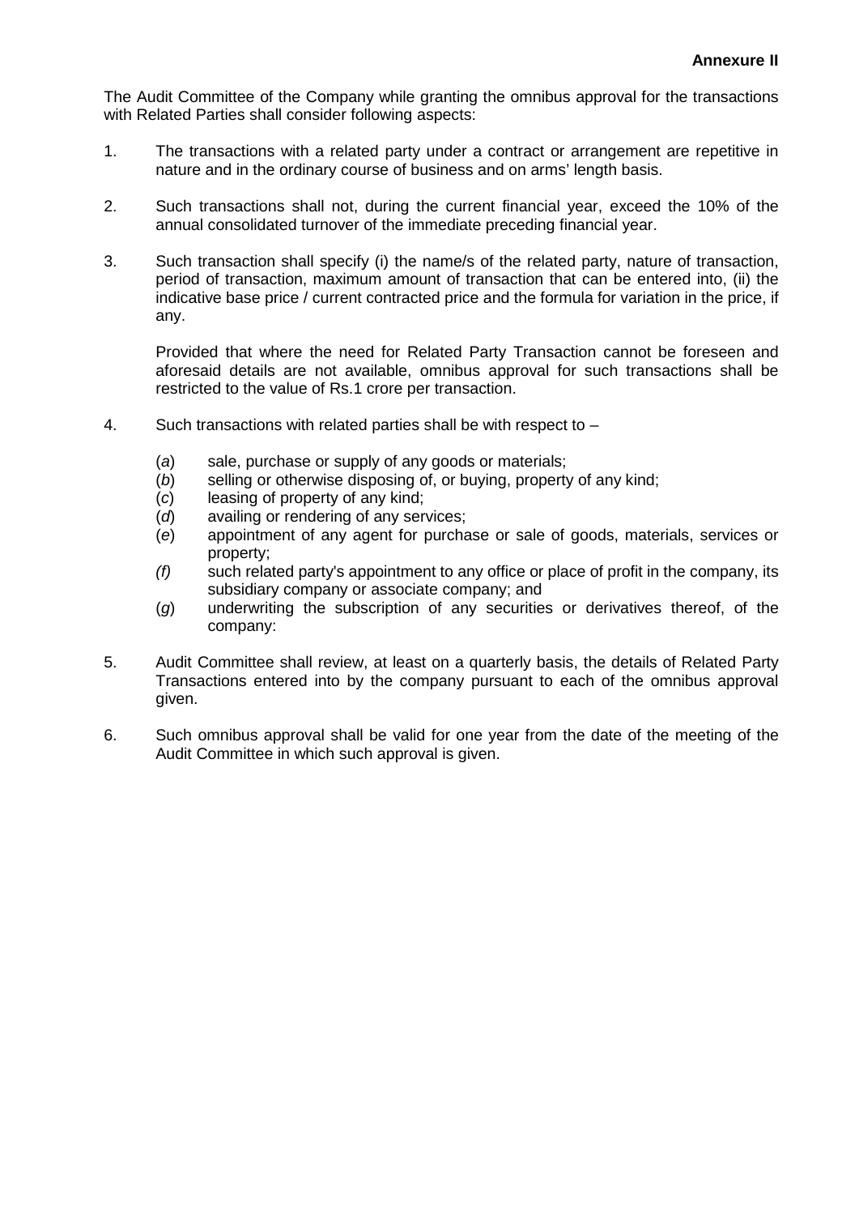**Annexure II**

The Audit Committee of the Company while granting the omnibus approval for the transactions with Related Parties shall consider following aspects:

1. The transactions with a related party under a contract or arrangement are repetitive in nature and in the ordinary course of business and on arms' length basis.

2. Such transactions shall not, during the current financial year, exceed the 10% of the annual consolidated turnover of the immediate preceding financial year.

3. Such transaction shall specify (i) the name/s of the related party, nature of transaction, period of transaction, maximum amount of transaction that can be entered into, (ii) the indicative base price / current contracted price and the formula for variation in the price, if any.

   Provided that where the need for Related Party Transaction cannot be foreseen and aforesaid details are not available, omnibus approval for such transactions shall be restricted to the value of Rs.1 crore per transaction.

4. Such transactions with related parties shall be with respect to –

   (*a*) sale, purchase or supply of any goods or materials;
   (*b*) selling or otherwise disposing of, or buying, property of any kind;
   (*c*) leasing of property of any kind;
   (*d*) availing or rendering of any services;
   (*e*) appointment of any agent for purchase or sale of goods, materials, services or property;
   *(f)* such related party's appointment to any office or place of profit in the company, its subsidiary company or associate company; and
   (*g*) underwriting the subscription of any securities or derivatives thereof, of the company:

5. Audit Committee shall review, at least on a quarterly basis, the details of Related Party Transactions entered into by the company pursuant to each of the omnibus approval given.

6. Such omnibus approval shall be valid for one year from the date of the meeting of the Audit Committee in which such approval is given.